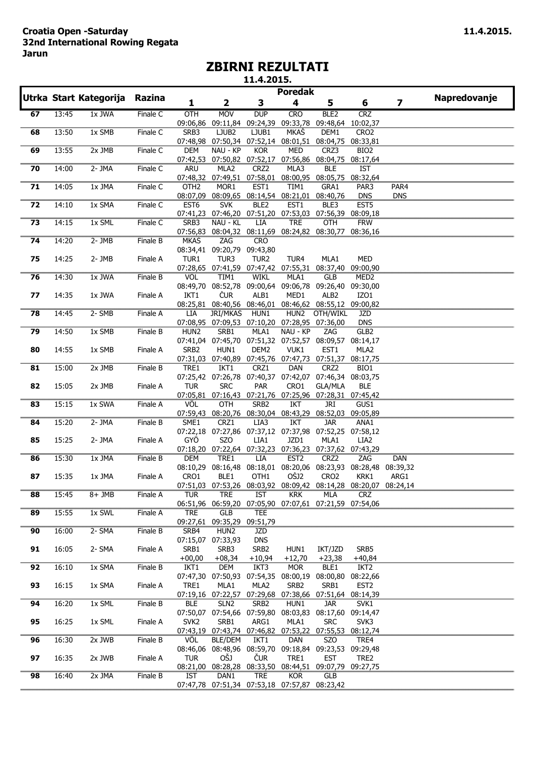**Croatia Open -Saturday**
**32nd International Rowing Regata**
**Jarun**

**11.4.2015.**

# ZBIRNI REZULTATI

**11.4.2015.**

| Utrka | Start | Kategorija | Razina | Poredak 1 | 2 | 3 | 4 | 5 | 6 | 7 | Napredovanje |
|---|---|---|---|---|---|---|---|---|---|---|---|
| 67 | 13:45 | 1x JWA | Finale C | OTH | MOV | DUP | CRO | BLE2 | CRZ | | |
| | | | | 09:06,86 | 09:11,84 | 09:24,39 | 09:33,78 | 09:48,64 | 10:02,37 | | |
| 68 | 13:50 | 1x SMB | Finale C | SRB3 | LJUB2 | LJUB1 | MKAS | DEM1 | CRO2 | | |
| | | | | 07:48,98 | 07:50,34 | 07:52,14 | 08:01,51 | 08:04,75 | 08:33,81 | | |
| 69 | 13:55 | 2x JMB | Finale C | DEM | NAU - KP | KOR | MED | CRZ3 | BIO2 | | |
| | | | | 07:42,53 | 07:50,82 | 07:52,17 | 07:56,86 | 08:04,75 | 08:17,64 | | |
| 70 | 14:00 | 2- JMA | Finale C | ARU | MLA2 | CRZ2 | MLA3 | BLE | IST | | |
| | | | | 07:48,32 | 07:49,51 | 07:58,01 | 08:00,95 | 08:05,75 | 08:32,64 | | |
| 71 | 14:05 | 1x JMA | Finale C | OTH2 | MOR1 | EST1 | TIM1 | GRA1 | PAR3 | PAR4 | |
| | | | | 08:07,09 | 08:09,65 | 08:14,54 | 08:21,01 | 08:40,76 | DNS | DNS | |
| 72 | 14:10 | 1x SMA | Finale C | EST6 | SVK | BLE2 | EST1 | BLE3 | EST5 | | |
| | | | | 07:41,23 | 07:46,20 | 07:51,20 | 07:53,03 | 07:56,39 | 08:09,18 | | |
| 73 | 14:15 | 1x SML | Finale C | SRB3 | NAU - KL | LIA | TRE | OTH | FRW | | |
| | | | | 07:56,83 | 08:04,32 | 08:11,69 | 08:24,82 | 08:30,77 | 08:36,16 | | |
| 74 | 14:20 | 2- JMB | Finale B | MKAS | ZAG | CRO | | | | | |
| | | | | 08:34,41 | 09:20,79 | 09:43,80 | | | | | |
| 75 | 14:25 | 2- JMB | Finale A | TUR1 | TUR3 | TUR2 | TUR4 | MLA1 | MED | | |
| | | | | 07:28,65 | 07:41,59 | 07:47,42 | 07:55,31 | 08:37,40 | 09:00,90 | | |
| 76 | 14:30 | 1x JWA | Finale B | VOL | TIM1 | WIKL | MLA1 | GLB | MED2 | | |
| | | | | 08:49,70 | 08:52,78 | 09:00,64 | 09:06,78 | 09:26,40 | 09:30,00 | | |
| 77 | 14:35 | 1x JWA | Finale A | IKT1 | ČUR | ALB1 | MED1 | ALB2 | IZO1 | | |
| | | | | 08:25,81 | 08:40,56 | 08:46,01 | 08:46,62 | 08:55,12 | 09:00,82 | | |
| 78 | 14:45 | 2- SMB | Finale A | LIA | JRI/MKAS | HUN1 | HUN2 | OTH/WIKL | JZD | | |
| | | | | 07:08,95 | 07:09,53 | 07:10,20 | 07:28,95 | 07:36,00 | DNS | | |
| 79 | 14:50 | 1x SMB | Finale B | HUN2 | SRB1 | MLA1 | NAU - KP | ZAG | GLB2 | | |
| | | | | 07:41,04 | 07:45,70 | 07:51,32 | 07:52,57 | 08:09,57 | 08:14,17 | | |
| 80 | 14:55 | 1x SMB | Finale A | SRB2 | HUN1 | DEM2 | VUK1 | EST1 | MLA2 | | |
| | | | | 07:31,03 | 07:40,89 | 07:45,76 | 07:47,73 | 07:51,37 | 08:17,75 | | |
| 81 | 15:00 | 2x JMB | Finale B | TRE1 | IKT1 | CRZ1 | DAN | CRZ2 | BIO1 | | |
| | | | | 07:25,42 | 07:26,78 | 07:40,37 | 07:42,07 | 07:46,34 | 08:03,75 | | |
| 82 | 15:05 | 2x JMB | Finale A | TUR | SRC | PAR | CRO1 | GLA/MLA | BLE | | |
| | | | | 07:05,81 | 07:16,43 | 07:21,76 | 07:25,96 | 07:28,31 | 07:45,42 | | |
| 83 | 15:15 | 1x SWA | Finale A | VOL | OTH | SRB2 | IKT | JRI | GUS1 | | |
| | | | | 07:59,43 | 08:20,76 | 08:30,04 | 08:43,29 | 08:52,03 | 09:05,89 | | |
| 84 | 15:20 | 2- JMA | Finale B | SME1 | CRZ1 | LIA3 | IKT | JAR | ANA1 | | |
| | | | | 07:22,18 | 07:27,86 | 07:37,12 | 07:37,98 | 07:52,25 | 07:58,12 | | |
| 85 | 15:25 | 2- JMA | Finale A | GYÖ | SZO | LIA1 | JZD1 | MLA1 | LIA2 | | |
| | | | | 07:18,20 | 07:22,64 | 07:32,23 | 07:36,23 | 07:37,62 | 07:43,29 | | |
| 86 | 15:30 | 1x JMA | Finale B | DEM | TRE1 | LIA | EST2 | CRZ2 | ZAG | DAN | |
| | | | | 08:10,29 | 08:16,48 | 08:18,01 | 08:20,06 | 08:23,93 | 08:28,48 | 08:39,32 | |
| 87 | 15:35 | 1x JMA | Finale A | CRO1 | BLE1 | OTH1 | OŠJ2 | CRO2 | KRK1 | ARG1 | |
| | | | | 07:51,03 | 07:53,26 | 08:03,92 | 08:09,42 | 08:14,28 | 08:20,07 | 08:24,14 | |
| 88 | 15:45 | 8+ JMB | Finale A | TUR | TRE | IST | KRK | MLA | CRZ | | |
| | | | | 06:51,96 | 06:59,20 | 07:05,90 | 07:07,61 | 07:21,59 | 07:54,06 | | |
| 89 | 15:55 | 1x SWL | Finale A | TRE | GLB | TEE | | | | | |
| | | | | 09:27,61 | 09:35,29 | 09:51,79 | | | | | |
| 90 | 16:00 | 2- SMA | Finale B | SRB4 | HUN2 | JZD | | | | | |
| | | | | 07:15,07 | 07:33,93 | DNS | | | | | |
| 91 | 16:05 | 2- SMA | Finale A | SRB1 | SRB3 | SRB2 | HUN1 | IKT/JZD | SRB5 | | |
| | | | | +00,00 | +08,34 | +10,94 | +12,70 | +23,38 | +40,84 | | |
| 92 | 16:10 | 1x SMA | Finale B | IKT1 | DEM | IKT3 | MOR | BLE1 | IKT2 | | |
| | | | | 07:47,30 | 07:50,93 | 07:54,35 | 08:00,19 | 08:00,80 | 08:22,66 | | |
| 93 | 16:15 | 1x SMA | Finale A | TRE1 | MLA1 | MLA2 | SRB2 | SRB1 | EST2 | | |
| | | | | 07:19,16 | 07:22,57 | 07:29,68 | 07:38,66 | 07:51,64 | 08:14,39 | | |
| 94 | 16:20 | 1x SML | Finale B | BLE | SLN2 | SRB2 | HUN1 | JAR | SVK1 | | |
| | | | | 07:50,07 | 07:54,66 | 07:59,80 | 08:03,83 | 08:17,60 | 09:14,47 | | |
| 95 | 16:25 | 1x SML | Finale A | SVK2 | SRB1 | ARG1 | MLA1 | SRC | SVK3 | | |
| | | | | 07:43,19 | 07:43,74 | 07:46,82 | 07:53,22 | 07:55,53 | 08:12,74 | | |
| 96 | 16:30 | 2x JWB | Finale B | VOL | BLE/DEM | IKT1 | DAN | SZO | TRE4 | | |
| | | | | 08:46,06 | 08:48,96 | 08:59,70 | 09:18,84 | 09:23,53 | 09:29,48 | | |
| 97 | 16:35 | 2x JWB | Finale A | TUR | OŠJ | ČUR | TRE1 | EST | TRE2 | | |
| | | | | 08:21,00 | 08:28,28 | 08:33,50 | 08:44,51 | 09:07,79 | 09:27,75 | | |
| 98 | 16:40 | 2x JMA | Finale B | IST | DAN1 | TRE | KOR | GLB | | | |
| | | | | 07:47,78 | 07:51,34 | 07:53,18 | 07:57,87 | 08:23,42 | | | |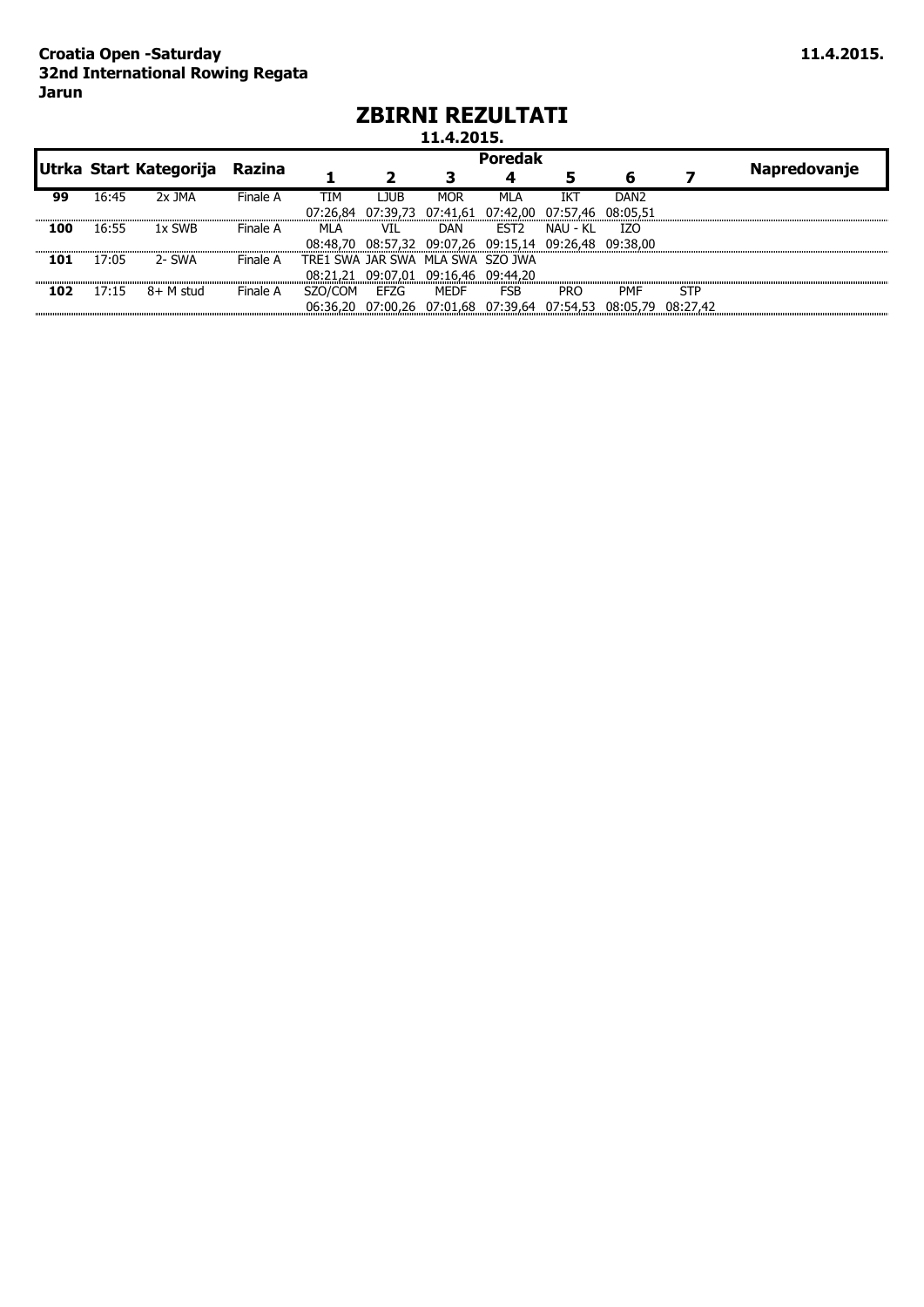**Croatia Open -Saturday**
**32nd International Rowing Regata**
**Jarun**

**11.4.2015.**

## ZBIRNI REZULTATI

**11.4.2015.**

| Utrka | Start | Kategorija | Razina | Poredak 1 | 2 | 3 | 4 | 5 | 6 | 7 | Napredovanje |
|---|---|---|---|---|---|---|---|---|---|---|---|
| **99** | 16:45 | 2x JMA | Finale A | TIM | LJUB | MOR | MLA | IKT | DAN2 | | |
| | | | | 07:26,84 | 07:39,73 | 07:41,61 | 07:42,00 | 07:57,46 | 08:05,51 | | |
| **100** | 16:55 | 1x SWB | Finale A | MLA | VIL | DAN | EST2 | NAU - KL | IZO | | |
| | | | | 08:48,70 | 08:57,32 | 09:07,26 | 09:15,14 | 09:26,48 | 09:38,00 | | |
| **101** | 17:05 | 2- SWA | Finale A | TRE1 SWA | JAR SWA | MLA SWA | SZO JWA | | | | |
| | | | | 08:21,21 | 09:07,01 | 09:16,46 | 09:44,20 | | | | |
| **102** | 17:15 | 8+ M stud | Finale A | SZO/COM | EFZG | MEDF | FSB | PRO | PMF | STP | |
| | | | | 06:36,20 | 07:00,26 | 07:01,68 | 07:39,64 | 07:54,53 | 08:05,79 | 08:27,42 | |